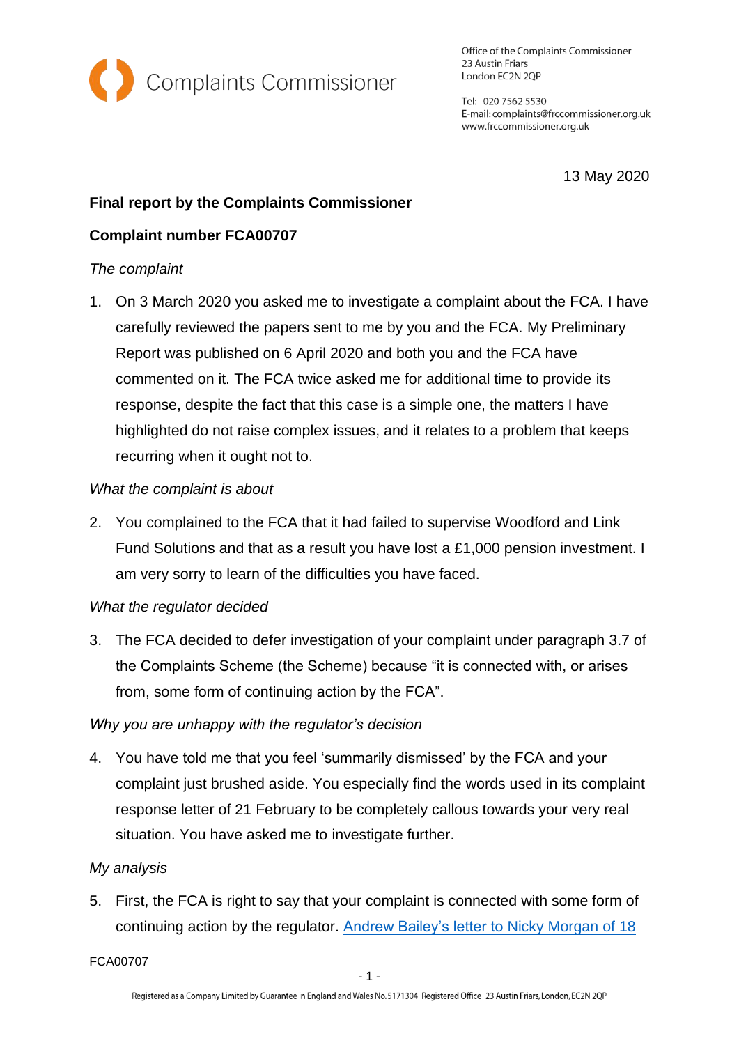Complaints Commissioner

Office of the Complaints Commissioner
23 Austin Friars
London EC2N 2QP

Tel: 020 7562 5530
E-mail: complaints@frccommissioner.org.uk
www.frccommissioner.org.uk

13 May 2020

**Final report by the Complaints Commissioner**

**Complaint number FCA00707**

*The complaint*

1. On 3 March 2020 you asked me to investigate a complaint about the FCA. I have carefully reviewed the papers sent to me by you and the FCA. My Preliminary Report was published on 6 April 2020 and both you and the FCA have commented on it. The FCA twice asked me for additional time to provide its response, despite the fact that this case is a simple one, the matters I have highlighted do not raise complex issues, and it relates to a problem that keeps recurring when it ought not to.

*What the complaint is about*

2. You complained to the FCA that it had failed to supervise Woodford and Link Fund Solutions and that as a result you have lost a £1,000 pension investment. I am very sorry to learn of the difficulties you have faced.

*What the regulator decided*

3. The FCA decided to defer investigation of your complaint under paragraph 3.7 of the Complaints Scheme (the Scheme) because "it is connected with, or arises from, some form of continuing action by the FCA".

*Why you are unhappy with the regulator's decision*

4. You have told me that you feel 'summarily dismissed' by the FCA and your complaint just brushed aside. You especially find the words used in its complaint response letter of 21 February to be completely callous towards your very real situation. You have asked me to investigate further.

*My analysis*

5. First, the FCA is right to say that your complaint is connected with some form of continuing action by the regulator. Andrew Bailey's letter to Nicky Morgan of 18

FCA00707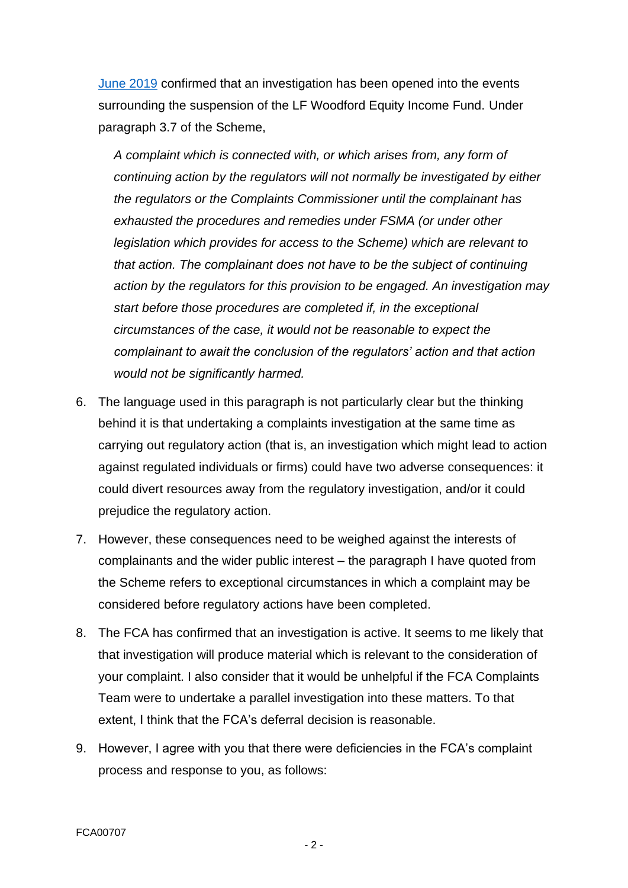June 2019 confirmed that an investigation has been opened into the events surrounding the suspension of the LF Woodford Equity Income Fund. Under paragraph 3.7 of the Scheme,

> *A complaint which is connected with, or which arises from, any form of continuing action by the regulators will not normally be investigated by either the regulators or the Complaints Commissioner until the complainant has exhausted the procedures and remedies under FSMA (or under other legislation which provides for access to the Scheme) which are relevant to that action. The complainant does not have to be the subject of continuing action by the regulators for this provision to be engaged. An investigation may start before those procedures are completed if, in the exceptional circumstances of the case, it would not be reasonable to expect the complainant to await the conclusion of the regulators' action and that action would not be significantly harmed.*

6. The language used in this paragraph is not particularly clear but the thinking behind it is that undertaking a complaints investigation at the same time as carrying out regulatory action (that is, an investigation which might lead to action against regulated individuals or firms) could have two adverse consequences: it could divert resources away from the regulatory investigation, and/or it could prejudice the regulatory action.
7. However, these consequences need to be weighed against the interests of complainants and the wider public interest – the paragraph I have quoted from the Scheme refers to exceptional circumstances in which a complaint may be considered before regulatory actions have been completed.
8. The FCA has confirmed that an investigation is active. It seems to me likely that that investigation will produce material which is relevant to the consideration of your complaint. I also consider that it would be unhelpful if the FCA Complaints Team were to undertake a parallel investigation into these matters. To that extent, I think that the FCA's deferral decision is reasonable.
9. However, I agree with you that there were deficiencies in the FCA's complaint process and response to you, as follows:

FCA00707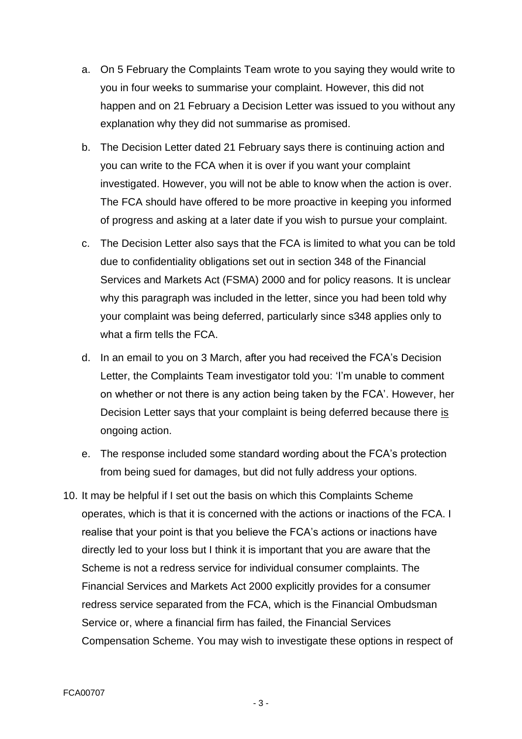a. On 5 February the Complaints Team wrote to you saying they would write to you in four weeks to summarise your complaint. However, this did not happen and on 21 February a Decision Letter was issued to you without any explanation why they did not summarise as promised.

b. The Decision Letter dated 21 February says there is continuing action and you can write to the FCA when it is over if you want your complaint investigated. However, you will not be able to know when the action is over. The FCA should have offered to be more proactive in keeping you informed of progress and asking at a later date if you wish to pursue your complaint.

c. The Decision Letter also says that the FCA is limited to what you can be told due to confidentiality obligations set out in section 348 of the Financial Services and Markets Act (FSMA) 2000 and for policy reasons. It is unclear why this paragraph was included in the letter, since you had been told why your complaint was being deferred, particularly since s348 applies only to what a firm tells the FCA.

d. In an email to you on 3 March, after you had received the FCA's Decision Letter, the Complaints Team investigator told you: 'I'm unable to comment on whether or not there is any action being taken by the FCA'. However, her Decision Letter says that your complaint is being deferred because there <u>is</u> ongoing action.

e. The response included some standard wording about the FCA's protection from being sued for damages, but did not fully address your options.

10. It may be helpful if I set out the basis on which this Complaints Scheme operates, which is that it is concerned with the actions or inactions of the FCA. I realise that your point is that you believe the FCA's actions or inactions have directly led to your loss but I think it is important that you are aware that the Scheme is not a redress service for individual consumer complaints. The Financial Services and Markets Act 2000 explicitly provides for a consumer redress service separated from the FCA, which is the Financial Ombudsman Service or, where a financial firm has failed, the Financial Services Compensation Scheme. You may wish to investigate these options in respect of

FCA00707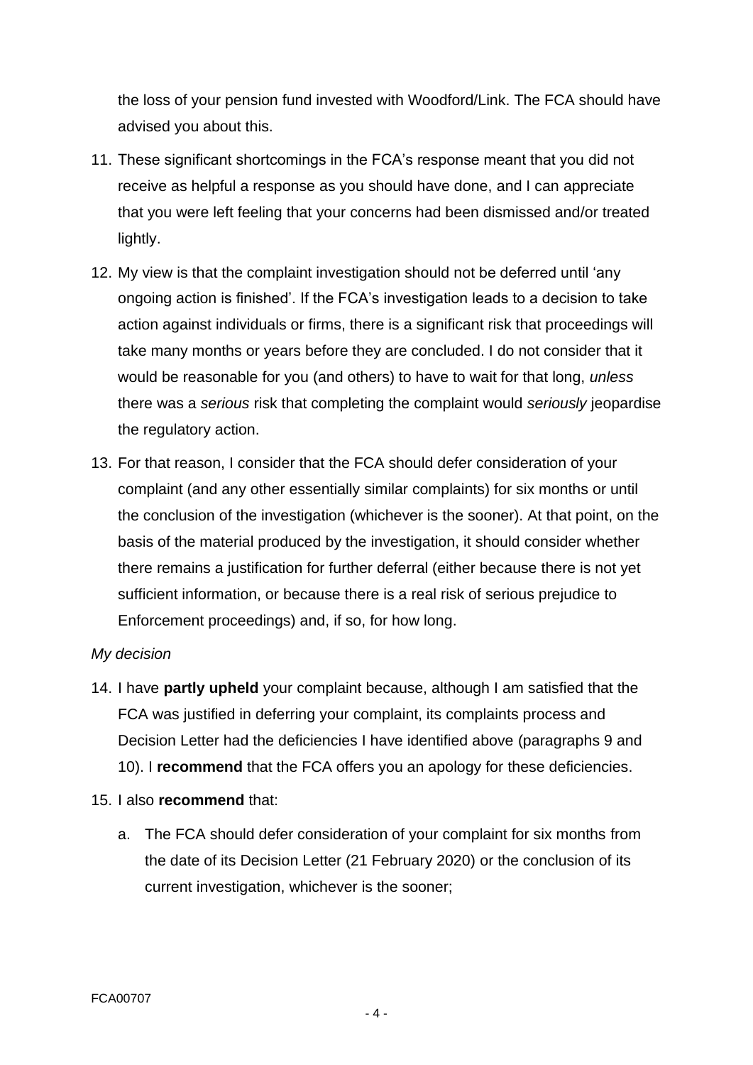the loss of your pension fund invested with Woodford/Link. The FCA should have advised you about this.

11. These significant shortcomings in the FCA's response meant that you did not receive as helpful a response as you should have done, and I can appreciate that you were left feeling that your concerns had been dismissed and/or treated lightly.

12. My view is that the complaint investigation should not be deferred until 'any ongoing action is finished'. If the FCA's investigation leads to a decision to take action against individuals or firms, there is a significant risk that proceedings will take many months or years before they are concluded. I do not consider that it would be reasonable for you (and others) to have to wait for that long, *unless* there was a *serious* risk that completing the complaint would *seriously* jeopardise the regulatory action.

13. For that reason, I consider that the FCA should defer consideration of your complaint (and any other essentially similar complaints) for six months or until the conclusion of the investigation (whichever is the sooner). At that point, on the basis of the material produced by the investigation, it should consider whether there remains a justification for further deferral (either because there is not yet sufficient information, or because there is a real risk of serious prejudice to Enforcement proceedings) and, if so, for how long.

*My decision*

14. I have **partly upheld** your complaint because, although I am satisfied that the FCA was justified in deferring your complaint, its complaints process and Decision Letter had the deficiencies I have identified above (paragraphs 9 and 10). I **recommend** that the FCA offers you an apology for these deficiencies.

15. I also **recommend** that:

    a. The FCA should defer consideration of your complaint for six months from the date of its Decision Letter (21 February 2020) or the conclusion of its current investigation, whichever is the sooner;

FCA00707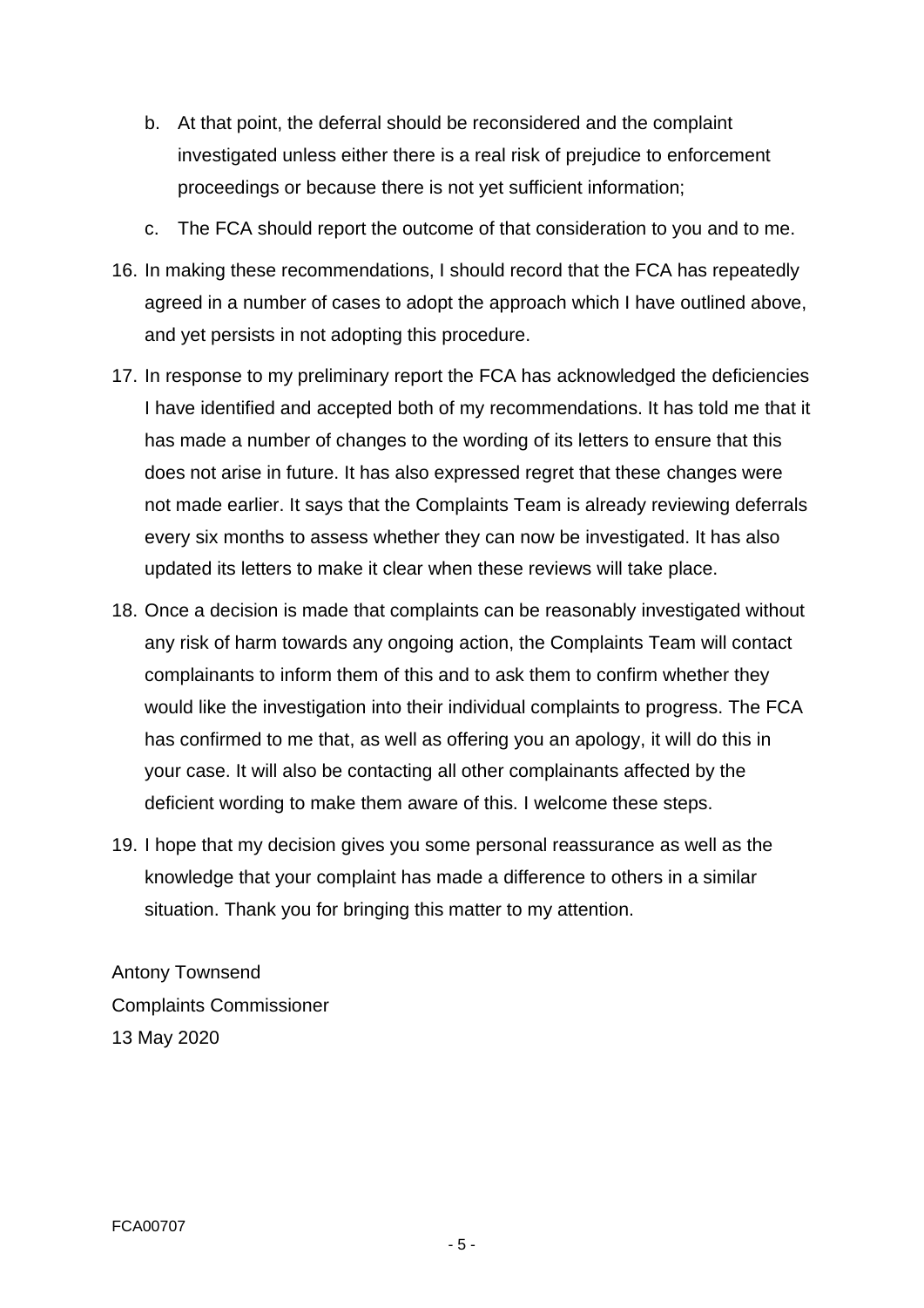b. At that point, the deferral should be reconsidered and the complaint investigated unless either there is a real risk of prejudice to enforcement proceedings or because there is not yet sufficient information;

c. The FCA should report the outcome of that consideration to you and to me.

16. In making these recommendations, I should record that the FCA has repeatedly agreed in a number of cases to adopt the approach which I have outlined above, and yet persists in not adopting this procedure.

17. In response to my preliminary report the FCA has acknowledged the deficiencies I have identified and accepted both of my recommendations. It has told me that it has made a number of changes to the wording of its letters to ensure that this does not arise in future. It has also expressed regret that these changes were not made earlier. It says that the Complaints Team is already reviewing deferrals every six months to assess whether they can now be investigated. It has also updated its letters to make it clear when these reviews will take place.

18. Once a decision is made that complaints can be reasonably investigated without any risk of harm towards any ongoing action, the Complaints Team will contact complainants to inform them of this and to ask them to confirm whether they would like the investigation into their individual complaints to progress. The FCA has confirmed to me that, as well as offering you an apology, it will do this in your case. It will also be contacting all other complainants affected by the deficient wording to make them aware of this. I welcome these steps.

19. I hope that my decision gives you some personal reassurance as well as the knowledge that your complaint has made a difference to others in a similar situation. Thank you for bringing this matter to my attention.

Antony Townsend
Complaints Commissioner
13 May 2020

FCA00707